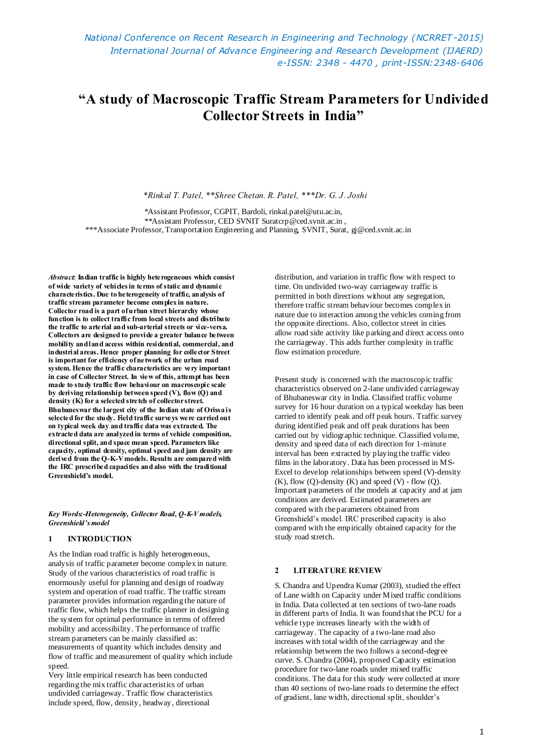# "A study of Macroscopic Traffic Stream Parameters for Undivided Collector Streets in India"

*\*Rinkal T. Patel, \*\*Shree Chetan. R. Patel, \*\*\*Dr. G. J. Joshi*

\*Assistant Professor, CGPIT, Bardoli, rinkal.patel@utu.ac.in,
\*\*Assistant Professor, CED SVNIT Suratcrp@ced.svnit.ac.in ,
\*\*\*Associate Professor, Transportation Engineering and Planning, SVNIT, Surat, gj@ced.svnit.ac.in

***Abstract:*** **Indian traffic is highly heterogeneous which consist of wide variety of vehicles in terms of static and dynamic characteristics. Due to heterogeneity of traffic, analysis of traffic stream parameter become complex in nature. Collector road is a part of urban street hierarchy whose function is to collect traffic from local streets and distribute the traffic to arterial and sub-arterial streets or vice-versa. Collectors are designed to provide a greater balance between mobility and land access within residential, commercial, and industrial areas. Hence proper planning for collector Street is important for efficiency of network of the urban road system. Hence the traffic characteristics are very important in case of Collector Street. In view of this, attempt has been made to study traffic flow behaviour on macroscopic scale by deriving relationship between speed (V), flow (Q) and density (K) for a selected stretch of collector street. Bhubaneswar the largest city of the Indian state of Orissa is selected for the study. Field traffic surveys were carried out on typical week day and traffic data was extracted. The extracted data are analyzed in terms of vehicle composition, directional split, and space mean speed. Parameters like capacity, optimal density, optimal speed and jam density are derived from the Q-K-V models. Results are compared with the IRC prescribed capacities and also with the traditional Greenshield's model.**

***Key Words:-Heterogeneity, Collector Road, Q-K-V models, Greenshield's model***

## 1 INTRODUCTION

As the Indian road traffic is highly heterogeneous, analysis of traffic parameter become complex in nature. Study of the various characteristics of road traffic is enormously useful for planning and design of roadway system and operation of road traffic. The traffic stream parameter provides information regarding the nature of traffic flow, which helps the traffic planner in designing the system for optimal performance in terms of offered mobility and accessibility. The performance of traffic stream parameters can be mainly classified as: measurements of quantity which includes density and flow of traffic and measurement of quality which include speed.

Very little empirical research has been conducted regarding the mix traffic characteristics of urban undivided carriageway. Traffic flow characteristics include speed, flow, density, headway, directional distribution, and variation in traffic flow with respect to time. On undivided two-way carriageway traffic is permitted in both directions without any segregation, therefore traffic stream behaviour becomes complex in nature due to interaction among the vehicles coming from the opposite directions. Also, collector street in cities allow road side activity like parking and direct access onto the carriageway. This adds further complexity in traffic flow estimation procedure.

Present study is concerned with the macroscopic traffic characteristics observed on 2-lane undivided carriageway of Bhubaneswar city in India. Classified traffic volume survey for 16 hour duration on a typical weekday has been carried to identify peak and off peak hours. Traffic survey during identified peak and off peak durations has been carried out by vidiographic technique. Classified volume, density and speed data of each direction for 1-minute interval has been extracted by playing the traffic video films in the laboratory. Data has been processed in MS-Excel to develop relationships between speed (V)-density (K), flow (Q)-density (K) and speed (V) - flow (Q). Important parameters of the models at capacity and at jam conditions are derived. Estimated parameters are compared with the parameters obtained from Greenshield's model. IRC prescribed capacity is also compared with the empirically obtained capacity for the study road stretch.

## 2 LITERATURE REVIEW

S. Chandra and Upendra Kumar (2003), studied the effect of Lane width on Capacity under Mixed traffic conditions in India. Data collected at ten sections of two-lane roads in different parts of India. It was found that the PCU for a vehicle type increases linearly with the width of carriageway. The capacity of a two-lane road also increases with total width of the carriageway and the relationship between the two follows a second-degree curve. S. Chandra (2004), proposed Capacity estimation procedure for two-lane roads under mixed traffic conditions. The data for this study were collected at more than 40 sections of two-lane roads to determine the effect of gradient, lane width, directional split, shoulder's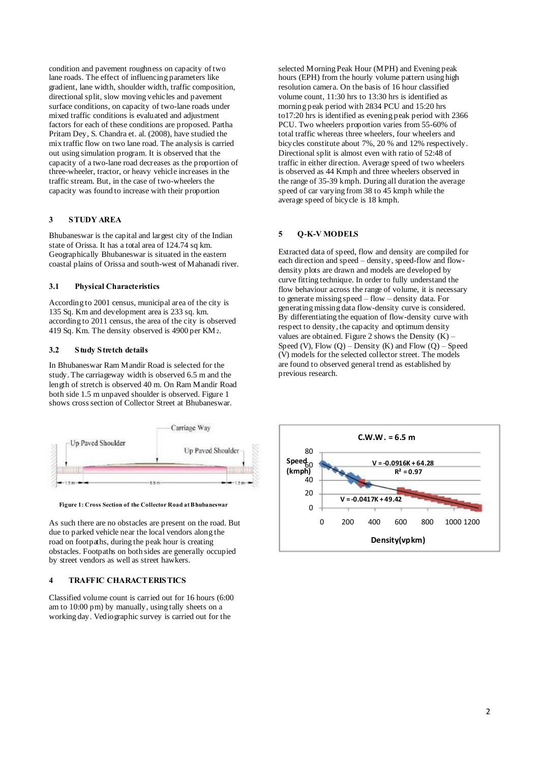condition and pavement roughness on capacity of two lane roads. The effect of influencing parameters like gradient, lane width, shoulder width, traffic composition, directional split, slow moving vehicles and pavement surface conditions, on capacity of two-lane roads under mixed traffic conditions is evaluated and adjustment factors for each of these conditions are proposed. Partha Pritam Dey, S. Chandra et. al. (2008), have studied the mix traffic flow on two lane road. The analysis is carried out using simulation program. It is observed that the capacity of a two-lane road decreases as the proportion of three-wheeler, tractor, or heavy vehicle increases in the traffic stream. But, in the case of two-wheelers the capacity was found to increase with their proportion

## 3 STUDY AREA

Bhubaneswar is the capital and largest city of the Indian state of Orissa. It has a total area of 124.74 sq km. Geographically Bhubaneswar is situated in the eastern coastal plains of Orissa and south-west of Mahanadi river.

### 3.1 Physical Characteristics

According to 2001 census, municipal area of the city is 135 Sq. Km and development area is 233 sq. km. according to 2011 census, the area of the city is observed 419 Sq. Km. The density observed is 4900 per $KM_2$.

### 3.2 Study Stretch details

In Bhubaneswar Ram Mandir Road is selected for the study. The carriageway width is observed 6.5 m and the length of stretch is observed 40 m. On Ram Mandir Road both side 1.5 m unpaved shoulder is observed. Figure 1 shows cross section of Collector Street at Bhubaneswar.

Carriage Way

Up Paved Shoulder

Up Paved Shoulder

1.5 m — 6.5 m — 1.5 m

**Figure 1: Cross Section of the Collector Road at Bhubaneswar**

As such there are no obstacles are present on the road. But due to parked vehicle near the local vendors along the road on footpaths, during the peak hour is creating obstacles. Footpaths on both sides are generally occupied by street vendors as well as street hawkers.

## 4 TRAFFIC CHARACTERISTICS

Classified volume count is carried out for 16 hours (6:00 am to 10:00 pm) by manually, using tally sheets on a working day. Vediographic survey is carried out for the selected Morning Peak Hour (MPH) and Evening peak hours (EPH) from the hourly volume pattern using high resolution camera. On the basis of 16 hour classified volume count, 11:30 hrs to 13:30 hrs is identified as morning peak period with 2834 PCU and 15:20 hrs to17:20 hrs is identified as evening peak period with 2366 PCU. Two wheelers proportion varies from 55-60% of total traffic whereas three wheelers, four wheelers and bicycles constitute about 7%, 20 % and 12% respectively. Directional split is almost even with ratio of 52:48 of traffic in either direction. Average speed of two wheelers is observed as 44 Kmph and three wheelers observed in the range of 35-39 kmph. During all duration the average speed of car varying from 38 to 45 kmph while the average speed of bicycle is 18 kmph.

## 5 Q-K-V MODELS

Extracted data of speed, flow and density are compiled for each direction and speed – density, speed-flow and flow-density plots are drawn and models are developed by curve fitting technique. In order to fully understand the flow behaviour across the range of volume, it is necessary to generate missing speed – flow – density data. For generating missing data flow-density curve is considered. By differentiating the equation of flow-density curve with respect to density, the capacity and optimum density values are obtained. Figure 2 shows the Density (K) – Speed (V), Flow (Q) – Density (K) and Flow (Q) – Speed (V) models for the selected collector street. The models are found to observed general trend as established by previous research.

C.W.W. = 6.5 m

Speed (kmph): 0, 20, 40, 60, 80

Density(vpkm): 0, 200, 400, 600, 800, 1000, 1200

$V = -0.0916K + 64.28$
$R^2 = 0.97$

$V = -0.0417K + 49.42$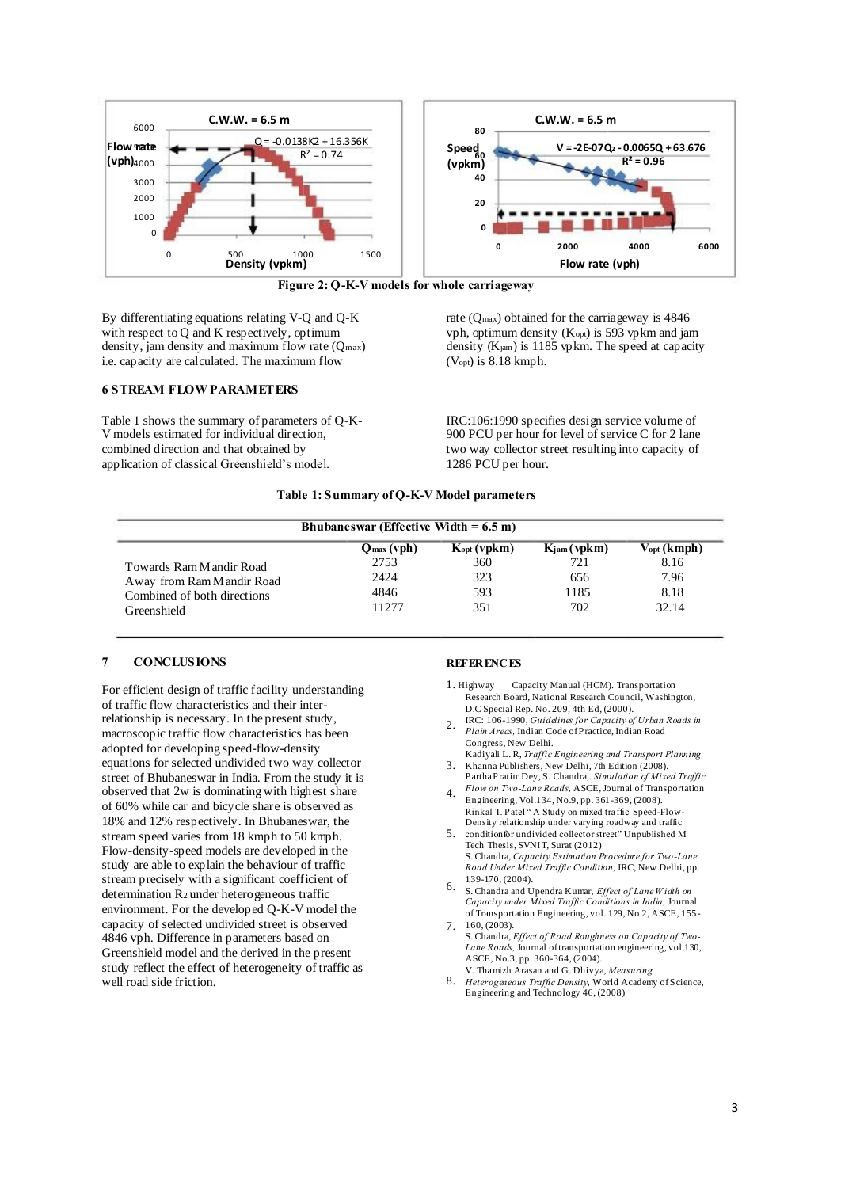C.W.W. = 6.5 m

Flow rate (vph)

6000

4000

3000

2000

1000

0

$Q = -0.0138K2 + 16.356K$

$R^2 = 0.74$

0 500 1000 1500

Density (vpkm)

C.W.W. = 6.5 m

Speed (vpkm)

80

60

40

20

0

$V = -2E\text{-}07Q_2 - 0.0065Q + 63.676$

$R^2 = 0.96$

0 2000 4000 6000

Flow rate (vph)

**Figure 2: Q-K-V models for whole carriageway**

By differentiating equations relating V-Q and Q-K with respect to Q and K respectively, optimum density, jam density and maximum flow rate ($Q_{max}$) i.e. capacity are calculated. The maximum flow rate ($Q_{max}$) obtained for the carriageway is 4846 vph, optimum density ($K_{opt}$) is 593 vpkm and jam density ($K_{jam}$) is 1185 vpkm. The speed at capacity ($V_{opt}$) is 8.18 kmph.

## 6 STREAM FLOW PARAMETERS

Table 1 shows the summary of parameters of Q-K-V models estimated for individual direction, combined direction and that obtained by application of classical Greenshield's model.

IRC:106:1990 specifies design service volume of 900 PCU per hour for level of service C for 2 lane two way collector street resulting into capacity of 1286 PCU per hour.

**Table 1: Summary of Q-K-V Model parameters**

| Bhubaneswar (Effective Width = 6.5 m) | | | | |
|---|---|---|---|---|
| | $Q_{max}$ (vph) | $K_{opt}$ (vpkm) | $K_{jam}$ (vpkm) | $V_{opt}$ (kmph) |
| Towards Ram Mandir Road | 2753 | 360 | 721 | 8.16 |
| Away from Ram Mandir Road | 2424 | 323 | 656 | 7.96 |
| Combined of both directions | 4846 | 593 | 1185 | 8.18 |
| Greenshield | 11277 | 351 | 702 | 32.14 |

## 7 CONCLUSIONS

For efficient design of traffic facility understanding of traffic flow characteristics and their inter-relationship is necessary. In the present study, macroscopic traffic flow characteristics has been adopted for developing speed-flow-density equations for selected undivided two way collector street of Bhubaneswar in India. From the study it is observed that 2w is dominating with highest share of 60% while car and bicycle share is observed as 18% and 12% respectively. In Bhubaneswar, the stream speed varies from 18 kmph to 50 kmph. Flow-density-speed models are developed in the study are able to explain the behaviour of traffic stream precisely with a significant coefficient of determination $R_2$ under heterogeneous traffic environment. For the developed Q-K-V model the capacity of selected undivided street is observed 4846 vph. Difference in parameters based on Greenshield model and the derived in the present study reflect the effect of heterogeneity of traffic as well road side friction.

## REFERENCES

1. Highway Capacity Manual (HCM). Transportation Research Board, National Research Council, Washington, D.C Special Rep. No. 209, 4th Ed, (2000).
2. IRC: 106-1990, *Guidelines for Capacity of Urban Roads in Plain Areas,* Indian Code of Practice, Indian Road Congress, New Delhi.
3. Kadiyali L. R, *Traffic Engineering and Transport Planning,* Khanna Publishers, New Delhi, 7th Edition (2008).
4. Partha Pratim Dey, S. Chandra,. *Simulation of Mixed Traffic Flow on Two-Lane Roads,* ASCE, Journal of Transportation Engineering, Vol.134, No.9, pp. 361-369, (2008).
5. Rinkal T. Patel " A Study on mixed traffic Speed-Flow-Density relationship under varying roadway and traffic condition for undivided collector street" Unpublished M Tech Thesis, SVNIT, Surat (2012)
6. S. Chandra, *Capacity Estimation Procedure for Two-Lane Road Under Mixed Traffic Condition,* IRC, New Delhi, pp. 139-170, (2004).
7. S. Chandra and Upendra Kumar, *Effect of Lane Width on Capacity under Mixed Traffic Conditions in India,* Journal of Transportation Engineering, vol. 129, No.2, ASCE, 155-160, (2003).
8. S. Chandra, *Effect of Road Roughness on Capacity of Two-Lane Roads,* Journal of transportation engineering, vol.130, ASCE, No.3, pp. 360-364, (2004).
9. V. Thamizh Arasan and G. Dhivya, *Measuring Heterogeneous Traffic Density,* World Academy of Science, Engineering and Technology 46, (2008)